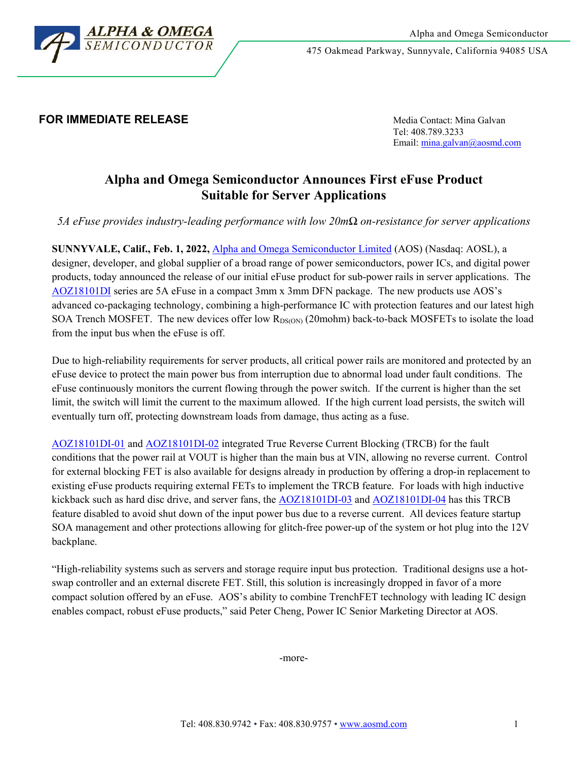Alpha and Omega Semiconductor

475 Oakmead Parkway, Sunnyvale, California 94085 USA

**FOR IMMEDIATE RELEASE**

Media Contact: Mina Galvan
Tel: 408.789.3233
Email: mina.galvan@aosmd.com

# Alpha and Omega Semiconductor Announces First eFuse Product Suitable for Server Applications

*5A eFuse provides industry-leading performance with low 20mΩ on-resistance for server applications*

**SUNNYVALE, Calif., Feb. 1, 2022,** Alpha and Omega Semiconductor Limited (AOS) (Nasdaq: AOSL), a designer, developer, and global supplier of a broad range of power semiconductors, power ICs, and digital power products, today announced the release of our initial eFuse product for sub-power rails in server applications. The AOZ18101DI series are 5A eFuse in a compact 3mm x 3mm DFN package. The new products use AOS's advanced co-packaging technology, combining a high-performance IC with protection features and our latest high SOA Trench MOSFET. The new devices offer low $R_{DS(ON)}$ (20mohm) back-to-back MOSFETs to isolate the load from the input bus when the eFuse is off.

Due to high-reliability requirements for server products, all critical power rails are monitored and protected by an eFuse device to protect the main power bus from interruption due to abnormal load under fault conditions. The eFuse continuously monitors the current flowing through the power switch. If the current is higher than the set limit, the switch will limit the current to the maximum allowed. If the high current load persists, the switch will eventually turn off, protecting downstream loads from damage, thus acting as a fuse.

AOZ18101DI-01 and AOZ18101DI-02 integrated True Reverse Current Blocking (TRCB) for the fault conditions that the power rail at VOUT is higher than the main bus at VIN, allowing no reverse current. Control for external blocking FET is also available for designs already in production by offering a drop-in replacement to existing eFuse products requiring external FETs to implement the TRCB feature. For loads with high inductive kickback such as hard disc drive, and server fans, the AOZ18101DI-03 and AOZ18101DI-04 has this TRCB feature disabled to avoid shut down of the input power bus due to a reverse current. All devices feature startup SOA management and other protections allowing for glitch-free power-up of the system or hot plug into the 12V backplane.

"High-reliability systems such as servers and storage require input bus protection. Traditional designs use a hot-swap controller and an external discrete FET. Still, this solution is increasingly dropped in favor of a more compact solution offered by an eFuse. AOS's ability to combine TrenchFET technology with leading IC design enables compact, robust eFuse products," said Peter Cheng, Power IC Senior Marketing Director at AOS.

-more-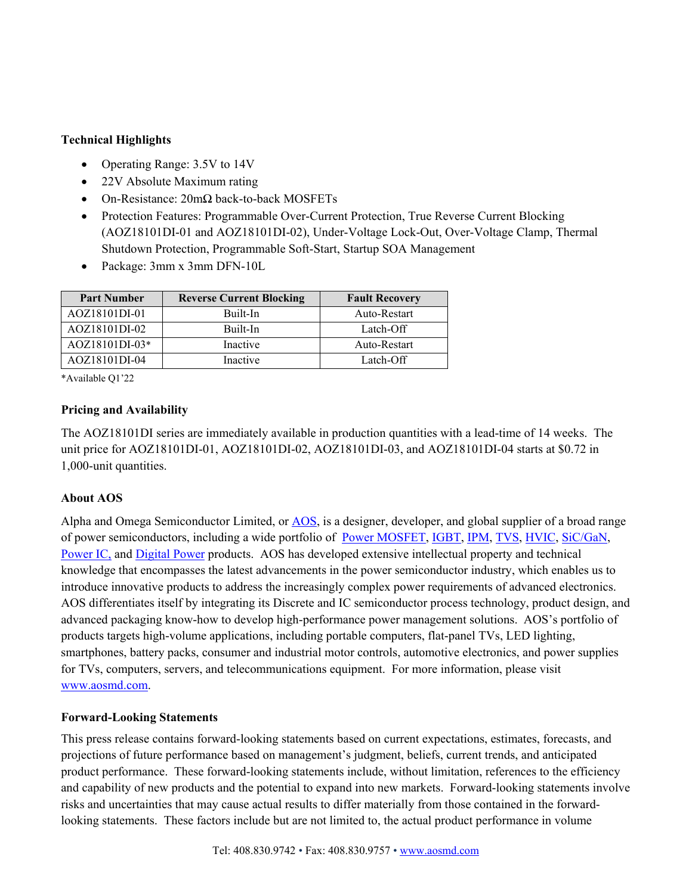**Technical Highlights**

- Operating Range: 3.5V to 14V
- 22V Absolute Maximum rating
- On-Resistance: 20mΩ back-to-back MOSFETs
- Protection Features: Programmable Over-Current Protection, True Reverse Current Blocking (AOZ18101DI-01 and AOZ18101DI-02), Under-Voltage Lock-Out, Over-Voltage Clamp, Thermal Shutdown Protection, Programmable Soft-Start, Startup SOA Management
- Package: 3mm x 3mm DFN-10L

| Part Number | Reverse Current Blocking | Fault Recovery |
|---|---|---|
| AOZ18101DI-01 | Built-In | Auto-Restart |
| AOZ18101DI-02 | Built-In | Latch-Off |
| AOZ18101DI-03* | Inactive | Auto-Restart |
| AOZ18101DI-04 | Inactive | Latch-Off |

*Available Q1'22

**Pricing and Availability**

The AOZ18101DI series are immediately available in production quantities with a lead-time of 14 weeks. The unit price for AOZ18101DI-01, AOZ18101DI-02, AOZ18101DI-03, and AOZ18101DI-04 starts at $0.72 in 1,000-unit quantities.

**About AOS**

Alpha and Omega Semiconductor Limited, or AOS, is a designer, developer, and global supplier of a broad range of power semiconductors, including a wide portfolio of Power MOSFET, IGBT, IPM, TVS, HVIC, SiC/GaN, Power IC, and Digital Power products. AOS has developed extensive intellectual property and technical knowledge that encompasses the latest advancements in the power semiconductor industry, which enables us to introduce innovative products to address the increasingly complex power requirements of advanced electronics. AOS differentiates itself by integrating its Discrete and IC semiconductor process technology, product design, and advanced packaging know-how to develop high-performance power management solutions. AOS's portfolio of products targets high-volume applications, including portable computers, flat-panel TVs, LED lighting, smartphones, battery packs, consumer and industrial motor controls, automotive electronics, and power supplies for TVs, computers, servers, and telecommunications equipment. For more information, please visit www.aosmd.com.

**Forward-Looking Statements**

This press release contains forward-looking statements based on current expectations, estimates, forecasts, and projections of future performance based on management's judgment, beliefs, current trends, and anticipated product performance. These forward-looking statements include, without limitation, references to the efficiency and capability of new products and the potential to expand into new markets. Forward-looking statements involve risks and uncertainties that may cause actual results to differ materially from those contained in the forward-looking statements. These factors include but are not limited to, the actual product performance in volume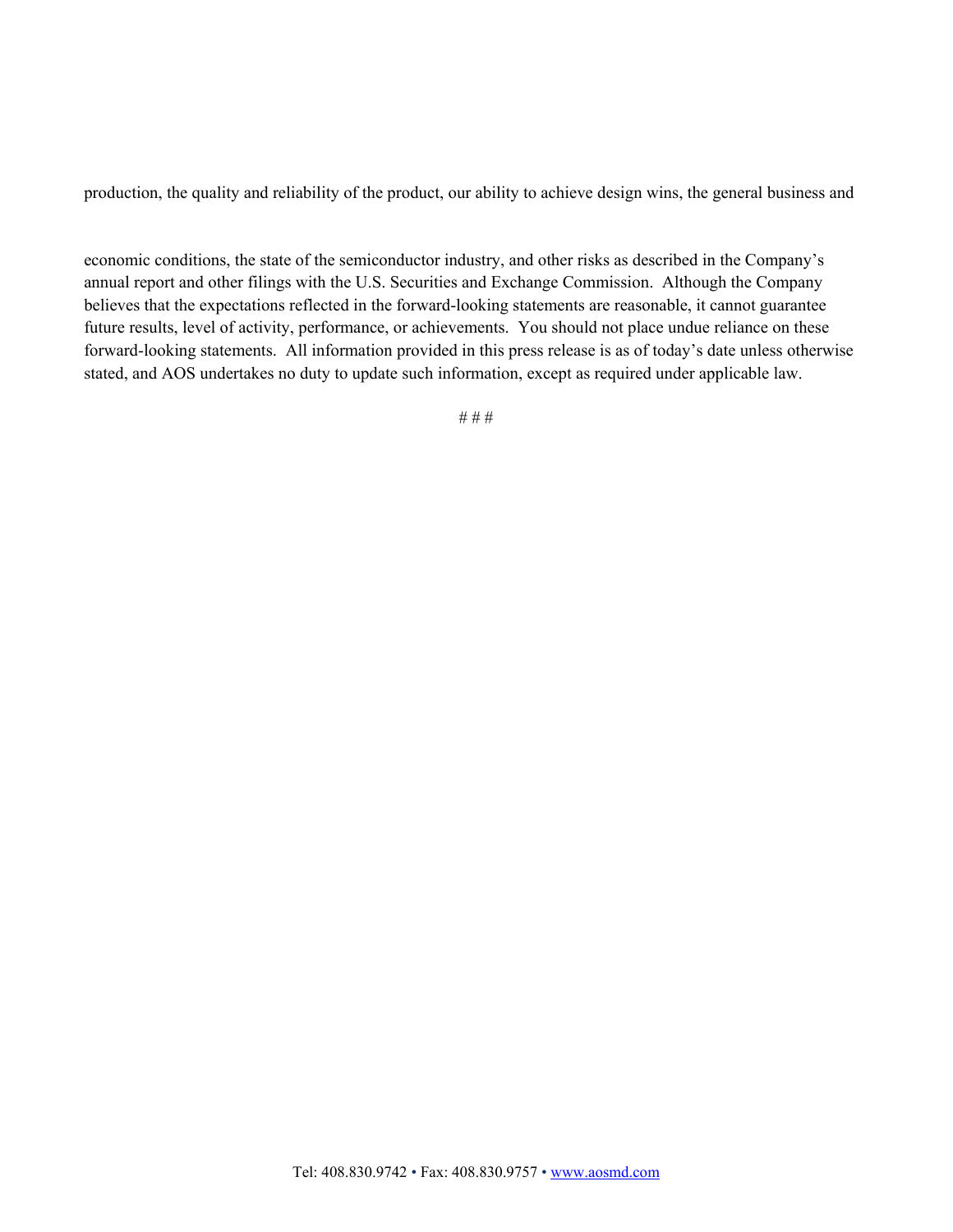production, the quality and reliability of the product, our ability to achieve design wins, the general business and

economic conditions, the state of the semiconductor industry, and other risks as described in the Company's annual report and other filings with the U.S. Securities and Exchange Commission. Although the Company believes that the expectations reflected in the forward-looking statements are reasonable, it cannot guarantee future results, level of activity, performance, or achievements. You should not place undue reliance on these forward-looking statements. All information provided in this press release is as of today's date unless otherwise stated, and AOS undertakes no duty to update such information, except as required under applicable law.

# # #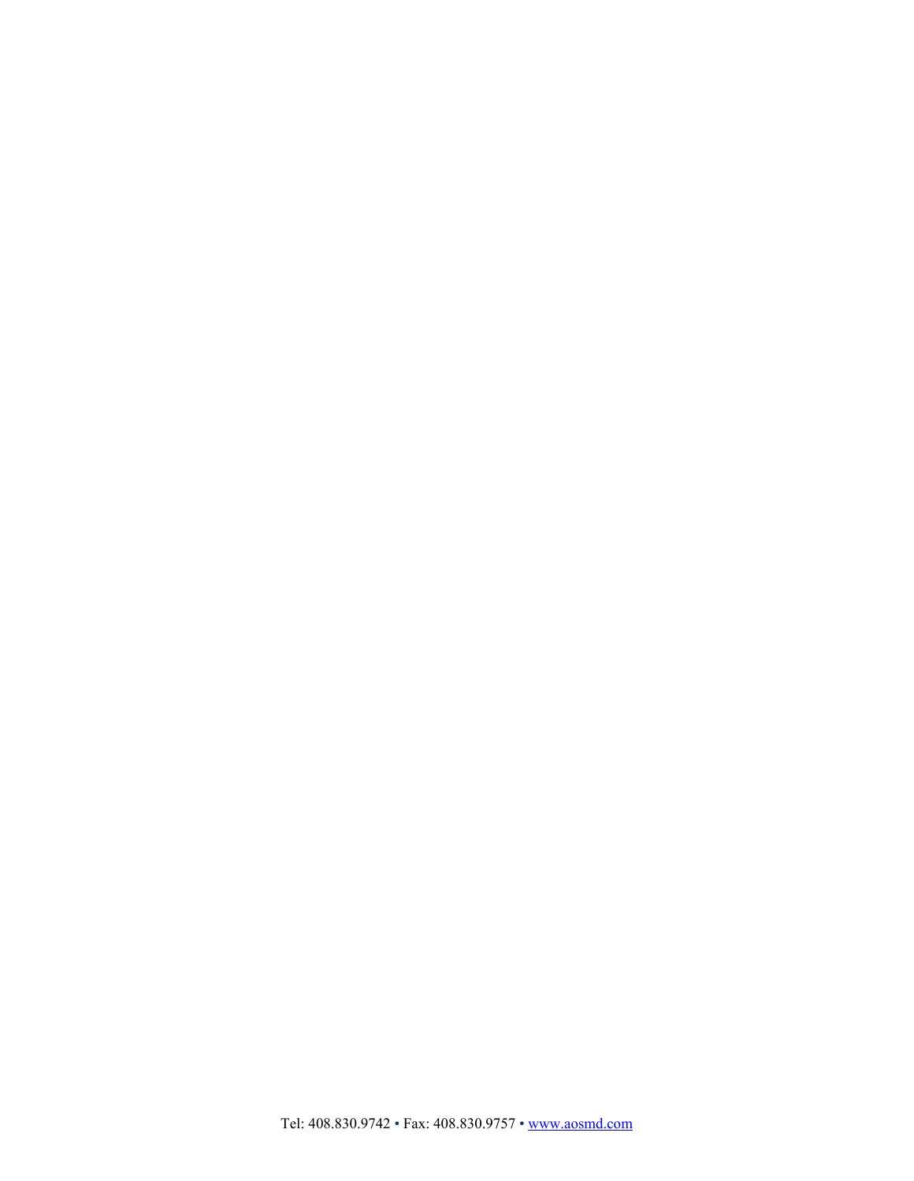Tel: 408.830.9742 • Fax: 408.830.9757 • www.aosmd.com